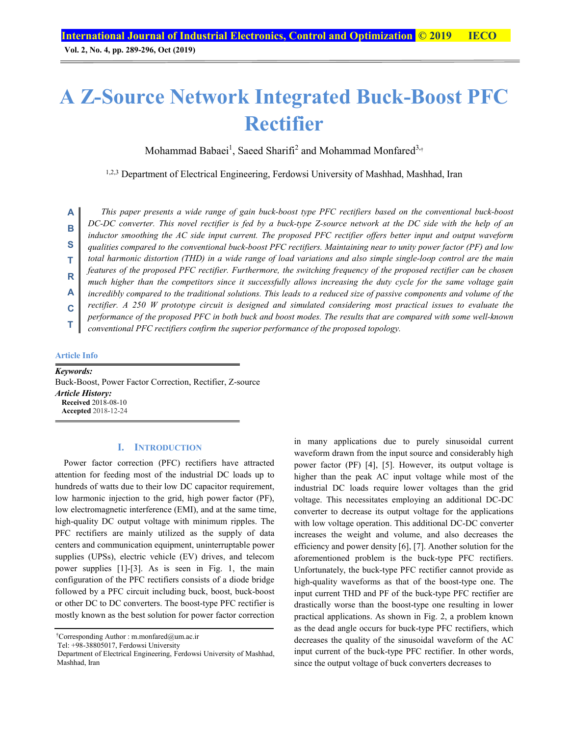# A Z-Source Network Integrated Buck-Boost PFC Rectifier

Mohammad Babaei[1], Saeed Sharifi[2] and Mohammad Monfared[3,†]

[1,2,3] Department of Electrical Engineering, Ferdowsi University of Mashhad, Mashhad, Iran

**ABSTRACT**

*This paper presents a wide range of gain buck-boost type PFC rectifiers based on the conventional buck-boost DC-DC converter. This novel rectifier is fed by a buck-type Z-source network at the DC side with the help of an inductor smoothing the AC side input current. The proposed PFC rectifier offers better input and output waveform qualities compared to the conventional buck-boost PFC rectifiers. Maintaining near to unity power factor (PF) and low total harmonic distortion (THD) in a wide range of load variations and also simple single-loop control are the main features of the proposed PFC rectifier. Furthermore, the switching frequency of the proposed rectifier can be chosen much higher than the competitors since it successfully allows increasing the duty cycle for the same voltage gain incredibly compared to the traditional solutions. This leads to a reduced size of passive components and volume of the rectifier. A 250 W prototype circuit is designed and simulated considering most practical issues to evaluate the performance of the proposed PFC in both buck and boost modes. The results that are compared with some well-known conventional PFC rectifiers confirm the superior performance of the proposed topology.*

**Article Info**

***Keywords:***
Buck-Boost, Power Factor Correction, Rectifier, Z-source

***Article History:***
**Received** 2018-08-10
**Accepted** 2018-12-24

## I. Introduction

Power factor correction (PFC) rectifiers have attracted attention for feeding most of the industrial DC loads up to hundreds of watts due to their low DC capacitor requirement, low harmonic injection to the grid, high power factor (PF), low electromagnetic interference (EMI), and at the same time, high-quality DC output voltage with minimum ripples. The PFC rectifiers are mainly utilized as the supply of data centers and communication equipment, uninterruptable power supplies (UPSs), electric vehicle (EV) drives, and telecom power supplies [1]-[3]. As is seen in Fig. 1, the main configuration of the PFC rectifiers consists of a diode bridge followed by a PFC circuit including buck, boost, buck-boost or other DC to DC converters. The boost-type PFC rectifier is mostly known as the best solution for power factor correction in many applications due to purely sinusoidal current waveform drawn from the input source and considerably high power factor (PF) [4], [5]. However, its output voltage is higher than the peak AC input voltage while most of the industrial DC loads require lower voltages than the grid voltage. This necessitates employing an additional DC-DC converter to decrease its output voltage for the applications with low voltage operation. This additional DC-DC converter increases the weight and volume, and also decreases the efficiency and power density [6], [7]. Another solution for the aforementioned problem is the buck-type PFC rectifiers. Unfortunately, the buck-type PFC rectifier cannot provide as high-quality waveforms as that of the boost-type one. The input current THD and PF of the buck-type PFC rectifier are drastically worse than the boost-type one resulting in lower practical applications. As shown in Fig. 2, a problem known as the dead angle occurs for buck-type PFC rectifiers, which decreases the quality of the sinusoidal waveform of the AC input current of the buck-type PFC rectifier. In other words, since the output voltage of buck converters decreases to

†Corresponding Author : m.monfared@um.ac.ir
Tel: +98-38805017, Ferdowsi University
Department of Electrical Engineering, Ferdowsi University of Mashhad, Mashhad, Iran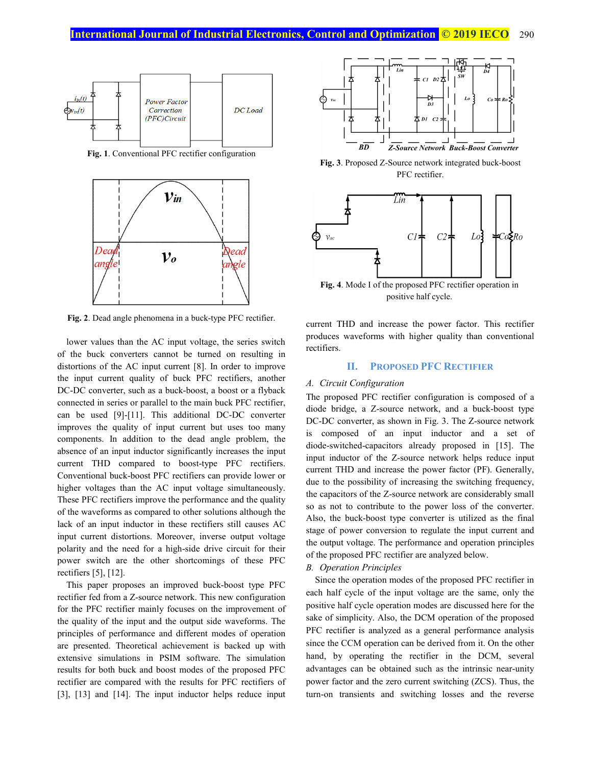Fig. 1. Conventional PFC rectifier configuration

Fig. 2. Dead angle phenomena in a buck-type PFC rectifier.

lower values than the AC input voltage, the series switch of the buck converters cannot be turned on resulting in distortions of the AC input current [8]. In order to improve the input current quality of buck PFC rectifiers, another DC-DC converter, such as a buck-boost, a boost or a flyback connected in series or parallel to the main buck PFC rectifier, can be used [9]-[11]. This additional DC-DC converter improves the quality of input current but uses too many components. In addition to the dead angle problem, the absence of an input inductor significantly increases the input current THD compared to boost-type PFC rectifiers. Conventional buck-boost PFC rectifiers can provide lower or higher voltages than the AC input voltage simultaneously. These PFC rectifiers improve the performance and the quality of the waveforms as compared to other solutions although the lack of an input inductor in these rectifiers still causes AC input current distortions. Moreover, inverse output voltage polarity and the need for a high-side drive circuit for their power switch are the other shortcomings of these PFC rectifiers [5], [12].

This paper proposes an improved buck-boost type PFC rectifier fed from a Z-source network. This new configuration for the PFC rectifier mainly focuses on the improvement of the quality of the input and the output side waveforms. The principles of performance and different modes of operation are presented. Theoretical achievement is backed up with extensive simulations in PSIM software. The simulation results for both buck and boost modes of the proposed PFC rectifier are compared with the results for PFC rectifiers of [3], [13] and [14]. The input inductor helps reduce input current THD and increase the power factor. This rectifier produces waveforms with higher quality than conventional rectifiers.

Fig. 3. Proposed Z-Source network integrated buck-boost PFC rectifier.

Fig. 4. Mode I of the proposed PFC rectifier operation in positive half cycle.

## II. Proposed PFC Rectifier

### A. Circuit Configuration

The proposed PFC rectifier configuration is composed of a diode bridge, a Z-source network, and a buck-boost type DC-DC converter, as shown in Fig. 3. The Z-source network is composed of an input inductor and a set of diode-switched-capacitors already proposed in [15]. The input inductor of the Z-source network helps reduce input current THD and increase the power factor (PF). Generally, due to the possibility of increasing the switching frequency, the capacitors of the Z-source network are considerably small so as not to contribute to the power loss of the converter. Also, the buck-boost type converter is utilized as the final stage of power conversion to regulate the input current and the output voltage. The performance and operation principles of the proposed PFC rectifier are analyzed below.

### B. Operation Principles

Since the operation modes of the proposed PFC rectifier in each half cycle of the input voltage are the same, only the positive half cycle operation modes are discussed here for the sake of simplicity. Also, the DCM operation of the proposed PFC rectifier is analyzed as a general performance analysis since the CCM operation can be derived from it. On the other hand, by operating the rectifier in the DCM, several advantages can be obtained such as the intrinsic near-unity power factor and the zero current switching (ZCS). Thus, the turn-on transients and switching losses and the reverse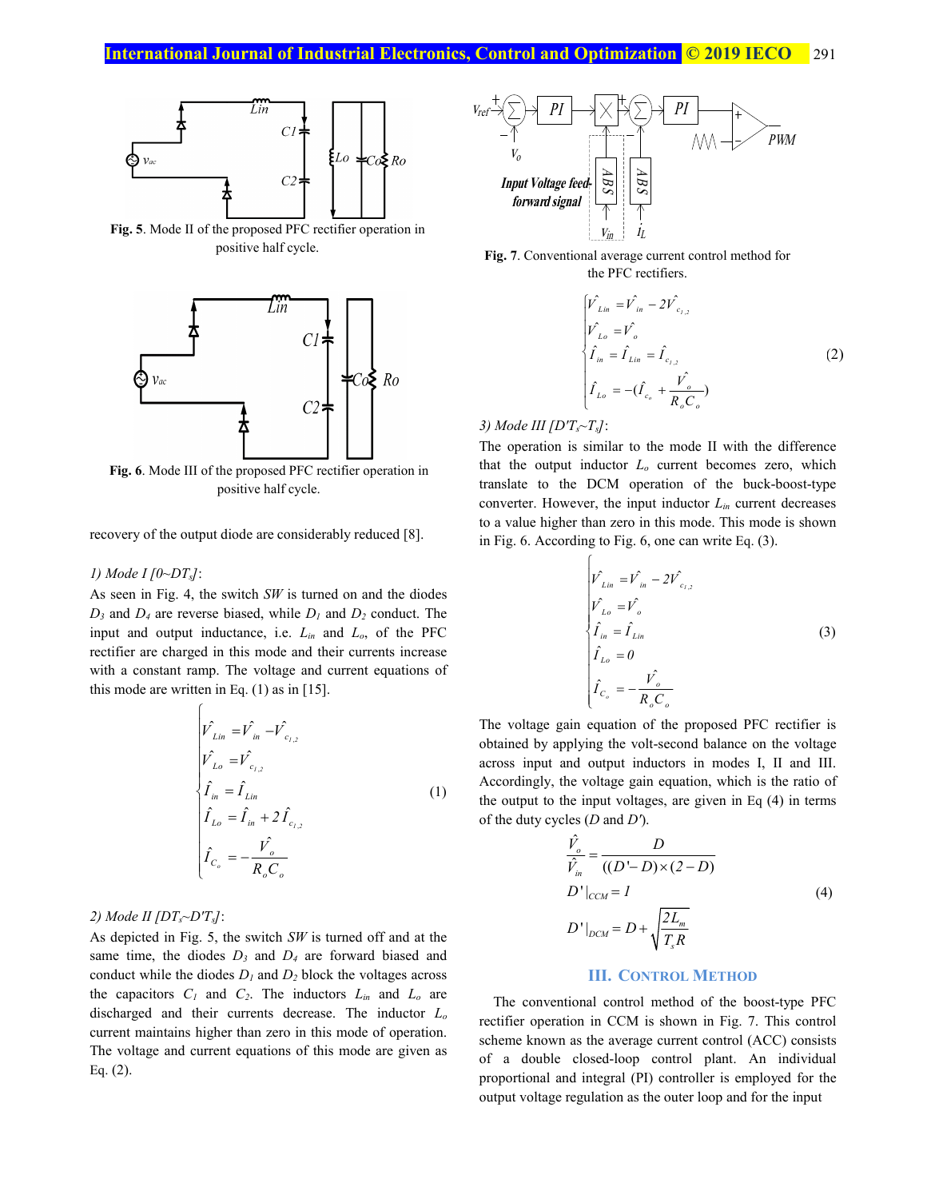**Fig. 5**. Mode II of the proposed PFC rectifier operation in positive half cycle.

**Fig. 6**. Mode III of the proposed PFC rectifier operation in positive half cycle.

recovery of the output diode are considerably reduced [8].

*1) Mode I [0~DT$_s$]*:

As seen in Fig. 4, the switch *SW* is turned on and the diodes $D_3$ and $D_4$ are reverse biased, while $D_1$ and $D_2$ conduct. The input and output inductance, i.e. $L_{in}$ and $L_o$, of the PFC rectifier are charged in this mode and their currents increase with a constant ramp. The voltage and current equations of this mode are written in Eq. (1) as in [15].

$$\begin{cases} \hat{V}_{Lin} = \hat{V}_{in} - \hat{V}_{c_{1,2}} \\ \hat{V}_{Lo} = \hat{V}_{c_{1,2}} \\ \hat{I}_{in} = \hat{I}_{Lin} \\ \hat{I}_{Lo} = \hat{I}_{in} + 2\hat{I}_{c_{1,2}} \\ \hat{I}_{C_o} = -\dfrac{\hat{V}_o}{R_o C_o} \end{cases} \tag{1}$$

*2) Mode II [DT$_s$~D'T$_s$]*:

As depicted in Fig. 5, the switch *SW* is turned off and at the same time, the diodes $D_3$ and $D_4$ are forward biased and conduct while the diodes $D_1$ and $D_2$ block the voltages across the capacitors $C_1$ and $C_2$. The inductors $L_{in}$ and $L_o$ are discharged and their currents decrease. The inductor $L_o$ current maintains higher than zero in this mode of operation. The voltage and current equations of this mode are given as Eq. (2).

**Fig. 7**. Conventional average current control method for the PFC rectifiers.

$$\begin{cases} \hat{V}_{Lin} = \hat{V}_{in} - 2\hat{V}_{c_{1,2}} \\ \hat{V}_{Lo} = \hat{V}_o \\ \hat{I}_{in} = \hat{I}_{Lin} = \hat{I}_{c_{1,2}} \\ \hat{I}_{Lo} = -(\hat{I}_{c_o} + \dfrac{\hat{V}_o}{R_o C_o}) \end{cases} \tag{2}$$

*3) Mode III [D'T$_s$~T$_s$]*:

The operation is similar to the mode II with the difference that the output inductor $L_o$ current becomes zero, which translate to the DCM operation of the buck-boost-type converter. However, the input inductor $L_{in}$ current decreases to a value higher than zero in this mode. This mode is shown in Fig. 6. According to Fig. 6, one can write Eq. (3).

$$\begin{cases} \hat{V}_{Lin} = \hat{V}_{in} - 2\hat{V}_{c_{1,2}} \\ \hat{V}_{Lo} = \hat{V}_o \\ \hat{I}_{in} = \hat{I}_{Lin} \\ \hat{I}_{Lo} = 0 \\ \hat{I}_{C_o} = -\dfrac{\hat{V}_o}{R_o C_o} \end{cases} \tag{3}$$

The voltage gain equation of the proposed PFC rectifier is obtained by applying the volt-second balance on the voltage across input and output inductors in modes I, II and III. Accordingly, the voltage gain equation, which is the ratio of the output to the input voltages, are given in Eq (4) in terms of the duty cycles ($D$ and $D'$).

$$\begin{aligned} &\frac{\hat{V}_o}{\hat{V}_{in}} = \frac{D}{((D'-D)\times(2-D)} \\ &D'|_{CCM} = 1 \\ &D'|_{DCM} = D + \sqrt{\frac{2L_m}{T_s R}} \end{aligned} \tag{4}$$

## III. Control Method

The conventional control method of the boost-type PFC rectifier operation in CCM is shown in Fig. 7. This control scheme known as the average current control (ACC) consists of a double closed-loop control plant. An individual proportional and integral (PI) controller is employed for the output voltage regulation as the outer loop and for the input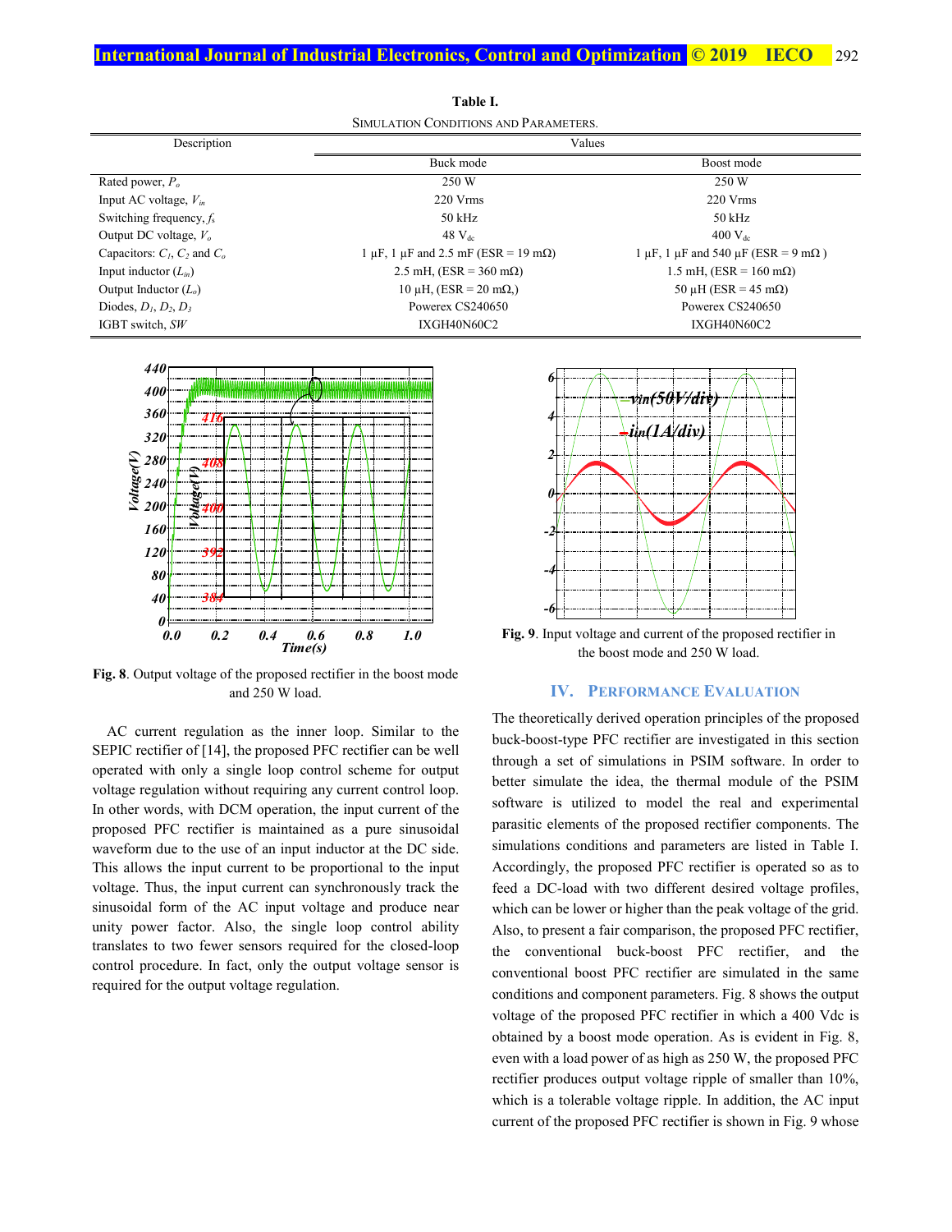**Table I.**
SIMULATION CONDITIONS AND PARAMETERS.

| Description | Values | |
|---|---|---|
| | Buck mode | Boost mode |
| Rated power, $P_o$ | 250 W | 250 W |
| Input AC voltage, $V_{in}$ | 220 Vrms | 220 Vrms |
| Switching frequency, $f_s$ | 50 kHz | 50 kHz |
| Output DC voltage, $V_o$ | 48 $V_{dc}$ | 400 $V_{dc}$ |
| Capacitors: $C_1$, $C_2$ and $C_o$ | 1 µF, 1 µF and 2.5 mF (ESR = 19 mΩ) | 1 µF, 1 µF and 540 µF (ESR = 9 mΩ ) |
| Input inductor ($L_{in}$) | 2.5 mH, (ESR = 360 mΩ) | 1.5 mH, (ESR = 160 mΩ) |
| Output Inductor ($L_o$) | 10 µH, (ESR = 20 mΩ,) | 50 µH (ESR = 45 mΩ) |
| Diodes, $D_1$, $D_2$, $D_3$ | Powerex CS240650 | Powerex CS240650 |
| IGBT switch, $SW$ | IXGH40N60C2 | IXGH40N60C2 |

**Fig. 8**. Output voltage of the proposed rectifier in the boost mode and 250 W load.

**Fig. 9**. Input voltage and current of the proposed rectifier in the boost mode and 250 W load.

AC current regulation as the inner loop. Similar to the SEPIC rectifier of [14], the proposed PFC rectifier can be well operated with only a single loop control scheme for output voltage regulation without requiring any current control loop. In other words, with DCM operation, the input current of the proposed PFC rectifier is maintained as a pure sinusoidal waveform due to the use of an input inductor at the DC side. This allows the input current to be proportional to the input voltage. Thus, the input current can synchronously track the sinusoidal form of the AC input voltage and produce near unity power factor. Also, the single loop control ability translates to two fewer sensors required for the closed-loop control procedure. In fact, only the output voltage sensor is required for the output voltage regulation.

## IV. PERFORMANCE EVALUATION

The theoretically derived operation principles of the proposed buck-boost-type PFC rectifier are investigated in this section through a set of simulations in PSIM software. In order to better simulate the idea, the thermal module of the PSIM software is utilized to model the real and experimental parasitic elements of the proposed rectifier components. The simulations conditions and parameters are listed in Table I. Accordingly, the proposed PFC rectifier is operated so as to feed a DC-load with two different desired voltage profiles, which can be lower or higher than the peak voltage of the grid. Also, to present a fair comparison, the proposed PFC rectifier, the conventional buck-boost PFC rectifier, and the conventional boost PFC rectifier are simulated in the same conditions and component parameters. Fig. 8 shows the output voltage of the proposed PFC rectifier in which a 400 Vdc is obtained by a boost mode operation. As is evident in Fig. 8, even with a load power of as high as 250 W, the proposed PFC rectifier produces output voltage ripple of smaller than 10%, which is a tolerable voltage ripple. In addition, the AC input current of the proposed PFC rectifier is shown in Fig. 9 whose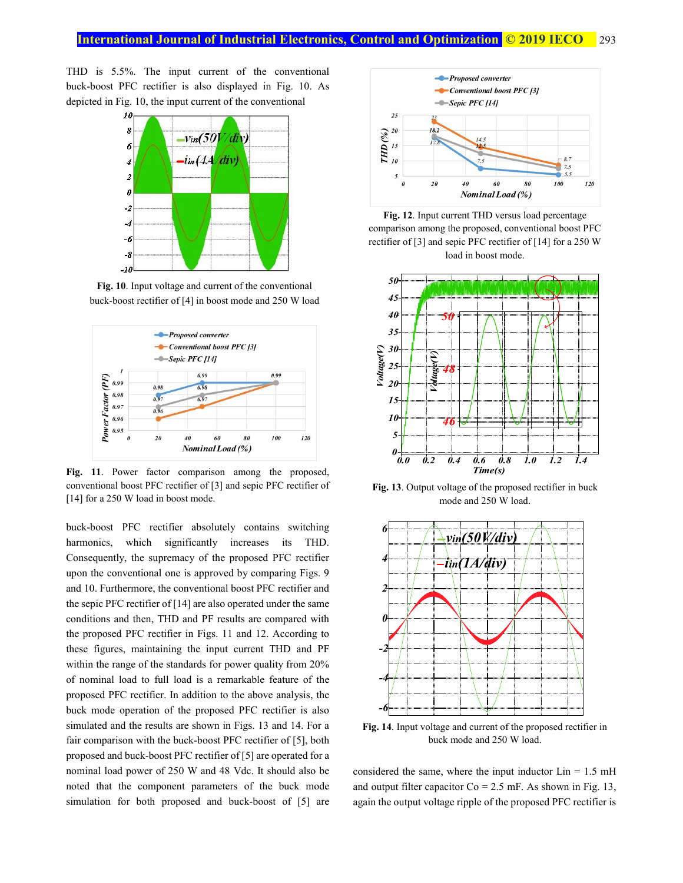THD is 5.5%. The input current of the conventional buck-boost PFC rectifier is also displayed in Fig. 10. As depicted in Fig. 10, the input current of the conventional buck-boost PFC rectifier absolutely contains switching harmonics, which significantly increases its THD. Consequently, the supremacy of the proposed PFC rectifier upon the conventional one is approved by comparing Figs. 9 and 10. Furthermore, the conventional boost PFC rectifier and the sepic PFC rectifier of [14] are also operated under the same conditions and then, THD and PF results are compared with the proposed PFC rectifier in Figs. 11 and 12. According to these figures, maintaining the input current THD and PF within the range of the standards for power quality from 20% of nominal load to full load is a remarkable feature of the proposed PFC rectifier. In addition to the above analysis, the buck mode operation of the proposed PFC rectifier is also simulated and the results are shown in Figs. 13 and 14. For a fair comparison with the buck-boost PFC rectifier of [5], both proposed and buck-boost PFC rectifier of [5] are operated for a nominal load power of 250 W and 48 Vdc. It should also be noted that the component parameters of the buck mode simulation for both proposed and buck-boost of [5] are considered the same, where the input inductor Lin = 1.5 mH and output filter capacitor Co = 2.5 mF. As shown in Fig. 13, again the output voltage ripple of the proposed PFC rectifier is

**Fig. 10**. Input voltage and current of the conventional buck-boost rectifier of [4] in boost mode and 250 W load

**Fig. 11**. Power factor comparison among the proposed, conventional boost PFC rectifier of [3] and sepic PFC rectifier of [14] for a 250 W load in boost mode.

**Fig. 12**. Input current THD versus load percentage comparison among the proposed, conventional boost PFC rectifier of [3] and sepic PFC rectifier of [14] for a 250 W load in boost mode.

**Fig. 13**. Output voltage of the proposed rectifier in buck mode and 250 W load.

**Fig. 14**. Input voltage and current of the proposed rectifier in buck mode and 250 W load.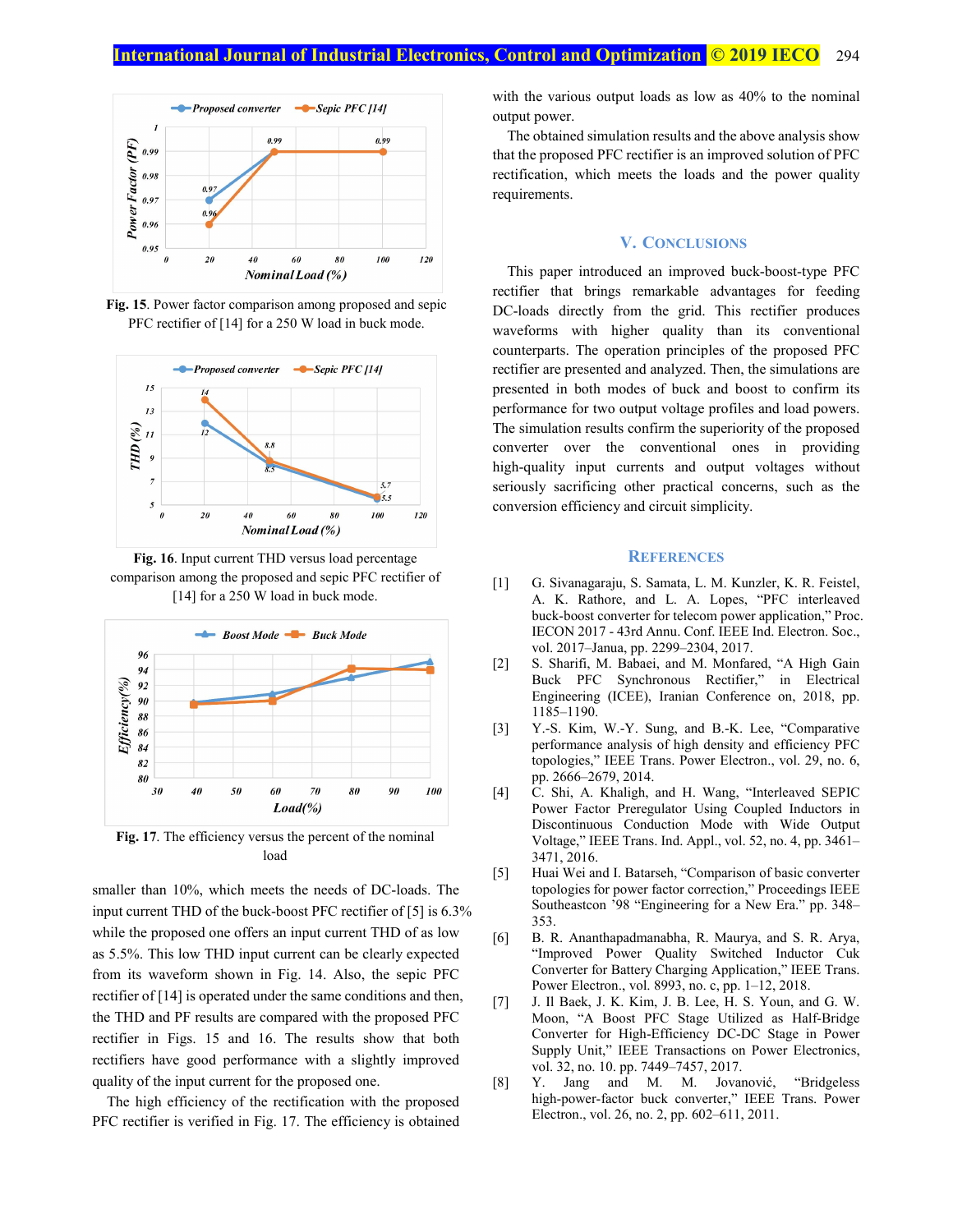Fig. 15. Power factor comparison among proposed and sepic PFC rectifier of [14] for a 250 W load in buck mode.

Fig. 16. Input current THD versus load percentage comparison among the proposed and sepic PFC rectifier of [14] for a 250 W load in buck mode.

Fig. 17. The efficiency versus the percent of the nominal load

smaller than 10%, which meets the needs of DC-loads. The input current THD of the buck-boost PFC rectifier of [5] is 6.3% while the proposed one offers an input current THD of as low as 5.5%. This low THD input current can be clearly expected from its waveform shown in Fig. 14. Also, the sepic PFC rectifier of [14] is operated under the same conditions and then, the THD and PF results are compared with the proposed PFC rectifier in Figs. 15 and 16. The results show that both rectifiers have good performance with a slightly improved quality of the input current for the proposed one.

The high efficiency of the rectification with the proposed PFC rectifier is verified in Fig. 17. The efficiency is obtained with the various output loads as low as 40% to the nominal output power.

The obtained simulation results and the above analysis show that the proposed PFC rectifier is an improved solution of PFC rectification, which meets the loads and the power quality requirements.

## V. Conclusions

This paper introduced an improved buck-boost-type PFC rectifier that brings remarkable advantages for feeding DC-loads directly from the grid. This rectifier produces waveforms with higher quality than its conventional counterparts. The operation principles of the proposed PFC rectifier are presented and analyzed. Then, the simulations are presented in both modes of buck and boost to confirm its performance for two output voltage profiles and load powers. The simulation results confirm the superiority of the proposed converter over the conventional ones in providing high-quality input currents and output voltages without seriously sacrificing other practical concerns, such as the conversion efficiency and circuit simplicity.

## References

[1] G. Sivanagaraju, S. Samata, L. M. Kunzler, K. R. Feistel, A. K. Rathore, and L. A. Lopes, "PFC interleaved buck-boost converter for telecom power application," Proc. IECON 2017 - 43rd Annu. Conf. IEEE Ind. Electron. Soc., vol. 2017–Janua, pp. 2299–2304, 2017.

[2] S. Sharifi, M. Babaei, and M. Monfared, "A High Gain Buck PFC Synchronous Rectifier," in Electrical Engineering (ICEE), Iranian Conference on, 2018, pp. 1185–1190.

[3] Y.-S. Kim, W.-Y. Sung, and B.-K. Lee, "Comparative performance analysis of high density and efficiency PFC topologies," IEEE Trans. Power Electron., vol. 29, no. 6, pp. 2666–2679, 2014.

[4] C. Shi, A. Khaligh, and H. Wang, "Interleaved SEPIC Power Factor Preregulator Using Coupled Inductors in Discontinuous Conduction Mode with Wide Output Voltage," IEEE Trans. Ind. Appl., vol. 52, no. 4, pp. 3461–3471, 2016.

[5] Huai Wei and I. Batarseh, "Comparison of basic converter topologies for power factor correction," Proceedings IEEE Southeastcon '98 "Engineering for a New Era." pp. 348–353.

[6] B. R. Ananthapadmanabha, R. Maurya, and S. R. Arya, "Improved Power Quality Switched Inductor Cuk Converter for Battery Charging Application," IEEE Trans. Power Electron., vol. 8993, no. c, pp. 1–12, 2018.

[7] J. Il Baek, J. K. Kim, J. B. Lee, H. S. Youn, and G. W. Moon, "A Boost PFC Stage Utilized as Half-Bridge Converter for High-Efficiency DC-DC Stage in Power Supply Unit," IEEE Transactions on Power Electronics, vol. 32, no. 10. pp. 7449–7457, 2017.

[8] Y. Jang and M. M. Jovanović, "Bridgeless high-power-factor buck converter," IEEE Trans. Power Electron., vol. 26, no. 2, pp. 602–611, 2011.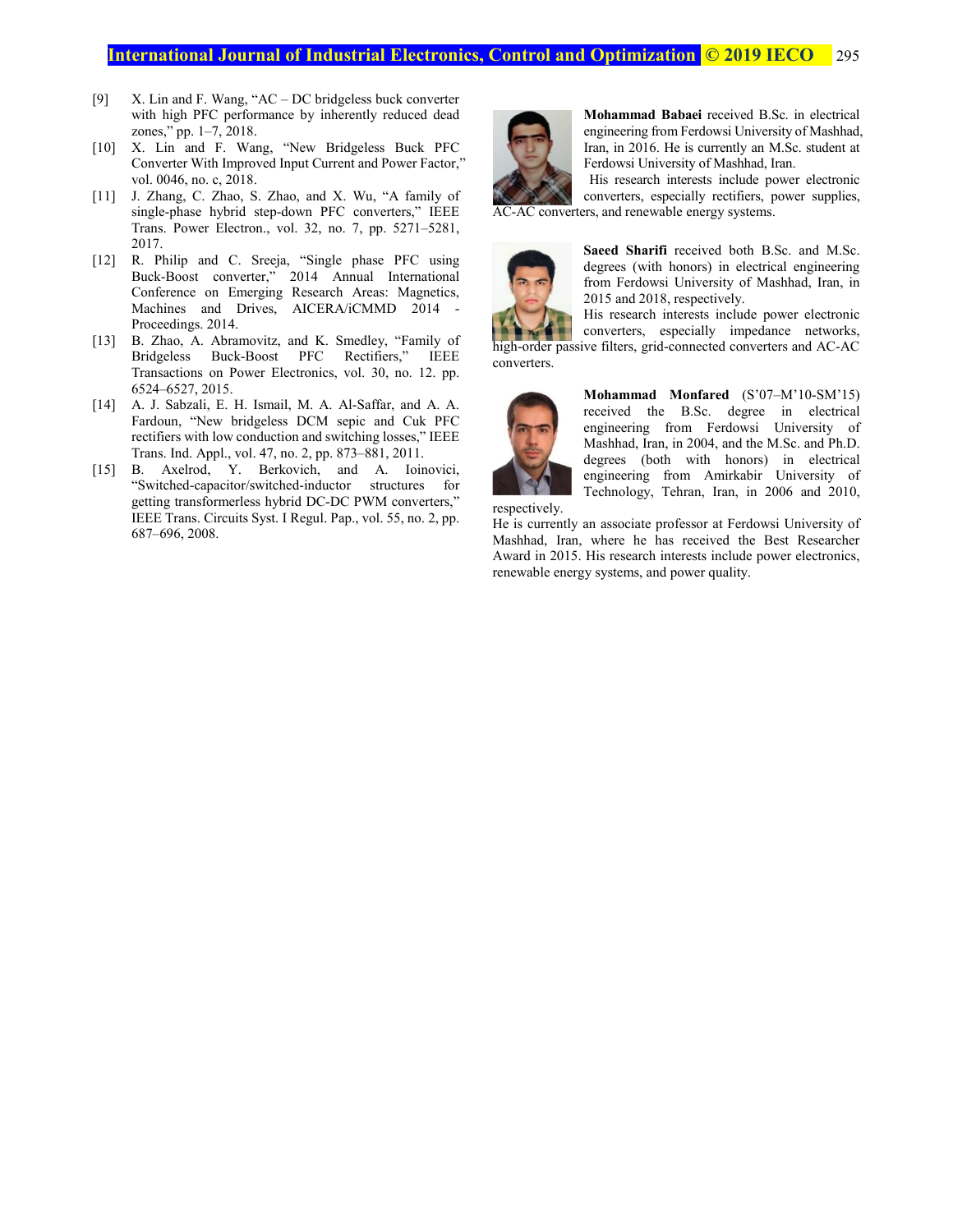[9] X. Lin and F. Wang, "AC – DC bridgeless buck converter with high PFC performance by inherently reduced dead zones," pp. 1–7, 2018.

[10] X. Lin and F. Wang, "New Bridgeless Buck PFC Converter With Improved Input Current and Power Factor," vol. 0046, no. c, 2018.

[11] J. Zhang, C. Zhao, S. Zhao, and X. Wu, "A family of single-phase hybrid step-down PFC converters," IEEE Trans. Power Electron., vol. 32, no. 7, pp. 5271–5281, 2017.

[12] R. Philip and C. Sreeja, "Single phase PFC using Buck-Boost converter," 2014 Annual International Conference on Emerging Research Areas: Magnetics, Machines and Drives, AICERA/iCMMD 2014 - Proceedings. 2014.

[13] B. Zhao, A. Abramovitz, and K. Smedley, "Family of Bridgeless Buck-Boost PFC Rectifiers," IEEE Transactions on Power Electronics, vol. 30, no. 12. pp. 6524–6527, 2015.

[14] A. J. Sabzali, E. H. Ismail, M. A. Al-Saffar, and A. A. Fardoun, "New bridgeless DCM sepic and Cuk PFC rectifiers with low conduction and switching losses," IEEE Trans. Ind. Appl., vol. 47, no. 2, pp. 873–881, 2011.

[15] B. Axelrod, Y. Berkovich, and A. Ioinovici, "Switched-capacitor/switched-inductor structures for getting transformerless hybrid DC-DC PWM converters," IEEE Trans. Circuits Syst. I Regul. Pap., vol. 55, no. 2, pp. 687–696, 2008.

**Mohammad Babaei** received B.Sc. in electrical engineering from Ferdowsi University of Mashhad, Iran, in 2016. He is currently an M.Sc. student at Ferdowsi University of Mashhad, Iran.

His research interests include power electronic converters, especially rectifiers, power supplies, AC-AC converters, and renewable energy systems.

**Saeed Sharifi** received both B.Sc. and M.Sc. degrees (with honors) in electrical engineering from Ferdowsi University of Mashhad, Iran, in 2015 and 2018, respectively.

His research interests include power electronic converters, especially impedance networks, high-order passive filters, grid-connected converters and AC-AC converters.

**Mohammad Monfared** (S'07–M'10-SM'15) received the B.Sc. degree in electrical engineering from Ferdowsi University of Mashhad, Iran, in 2004, and the M.Sc. and Ph.D. degrees (both with honors) in electrical engineering from Amirkabir University of Technology, Tehran, Iran, in 2006 and 2010, respectively.

He is currently an associate professor at Ferdowsi University of Mashhad, Iran, where he has received the Best Researcher Award in 2015. His research interests include power electronics, renewable energy systems, and power quality.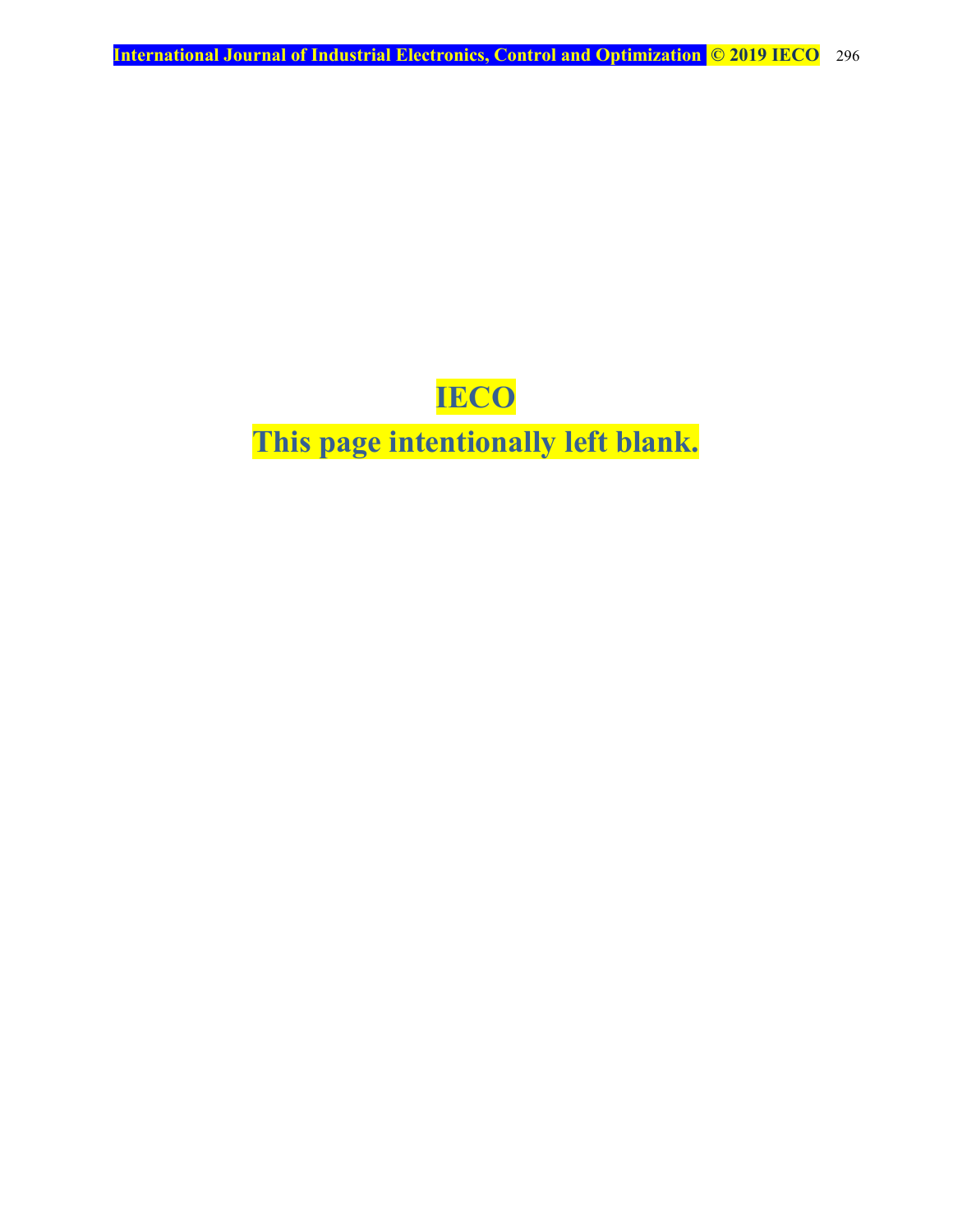**IECO**

**This page intentionally left blank.**